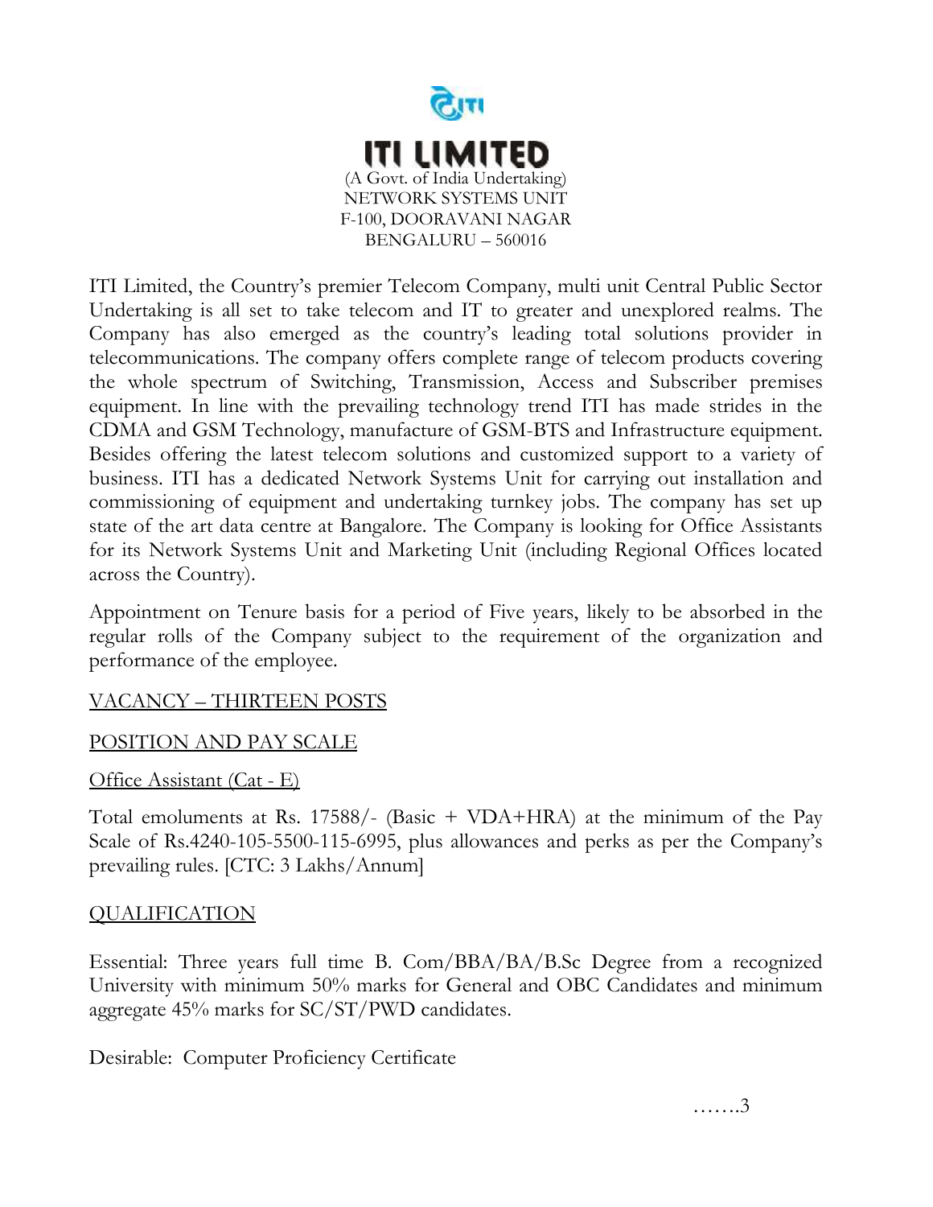# ITI LIMITED

(A Govt. of India Undertaking)
NETWORK SYSTEMS UNIT
F-100, DOORAVANI NAGAR
BENGALURU – 560016

ITI Limited, the Country's premier Telecom Company, multi unit Central Public Sector Undertaking is all set to take telecom and IT to greater and unexplored realms. The Company has also emerged as the country's leading total solutions provider in telecommunications. The company offers complete range of telecom products covering the whole spectrum of Switching, Transmission, Access and Subscriber premises equipment. In line with the prevailing technology trend ITI has made strides in the CDMA and GSM Technology, manufacture of GSM-BTS and Infrastructure equipment. Besides offering the latest telecom solutions and customized support to a variety of business. ITI has a dedicated Network Systems Unit for carrying out installation and commissioning of equipment and undertaking turnkey jobs. The company has set up state of the art data centre at Bangalore. The Company is looking for Office Assistants for its Network Systems Unit and Marketing Unit (including Regional Offices located across the Country).

Appointment on Tenure basis for a period of Five years, likely to be absorbed in the regular rolls of the Company subject to the requirement of the organization and performance of the employee.

VACANCY – THIRTEEN POSTS

POSITION AND PAY SCALE

Office Assistant (Cat - E)

Total emoluments at Rs. 17588/- (Basic + VDA+HRA) at the minimum of the Pay Scale of Rs.4240-105-5500-115-6995, plus allowances and perks as per the Company's prevailing rules. [CTC: 3 Lakhs/Annum]

QUALIFICATION

Essential: Three years full time B. Com/BBA/BA/B.Sc Degree from a recognized University with minimum 50% marks for General and OBC Candidates and minimum aggregate 45% marks for SC/ST/PWD candidates.

Desirable: Computer Proficiency Certificate

…….3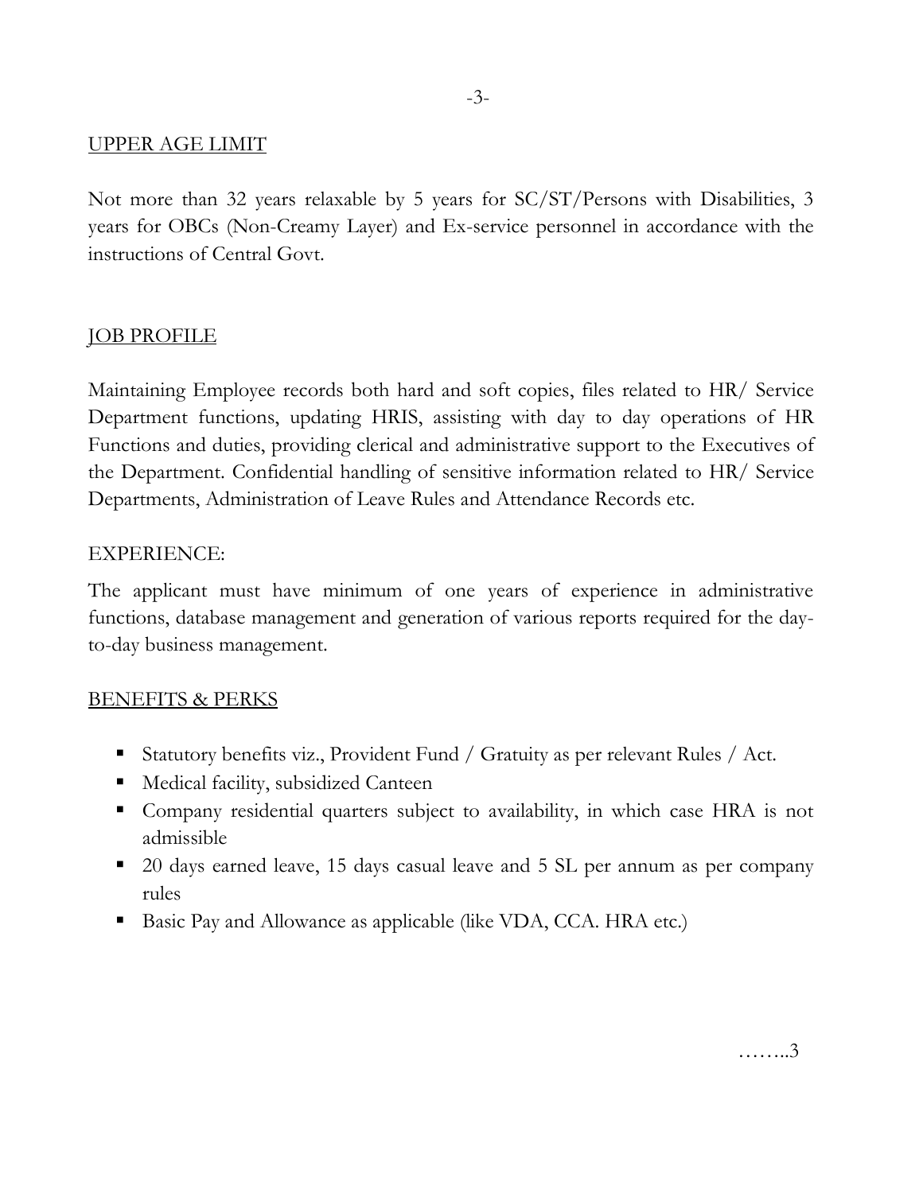## UPPER AGE LIMIT

Not more than 32 years relaxable by 5 years for SC/ST/Persons with Disabilities, 3 years for OBCs (Non-Creamy Layer) and Ex-service personnel in accordance with the instructions of Central Govt.

## JOB PROFILE

Maintaining Employee records both hard and soft copies, files related to HR/ Service Department functions, updating HRIS, assisting with day to day operations of HR Functions and duties, providing clerical and administrative support to the Executives of the Department. Confidential handling of sensitive information related to HR/ Service Departments, Administration of Leave Rules and Attendance Records etc.

## EXPERIENCE:

The applicant must have minimum of one years of experience in administrative functions, database management and generation of various reports required for the day-to-day business management.

## BENEFITS & PERKS

- Statutory benefits viz., Provident Fund / Gratuity as per relevant Rules / Act.
- Medical facility, subsidized Canteen
- Company residential quarters subject to availability, in which case HRA is not admissible
- 20 days earned leave, 15 days casual leave and 5 SL per annum as per company rules
- Basic Pay and Allowance as applicable (like VDA, CCA. HRA etc.)

……..3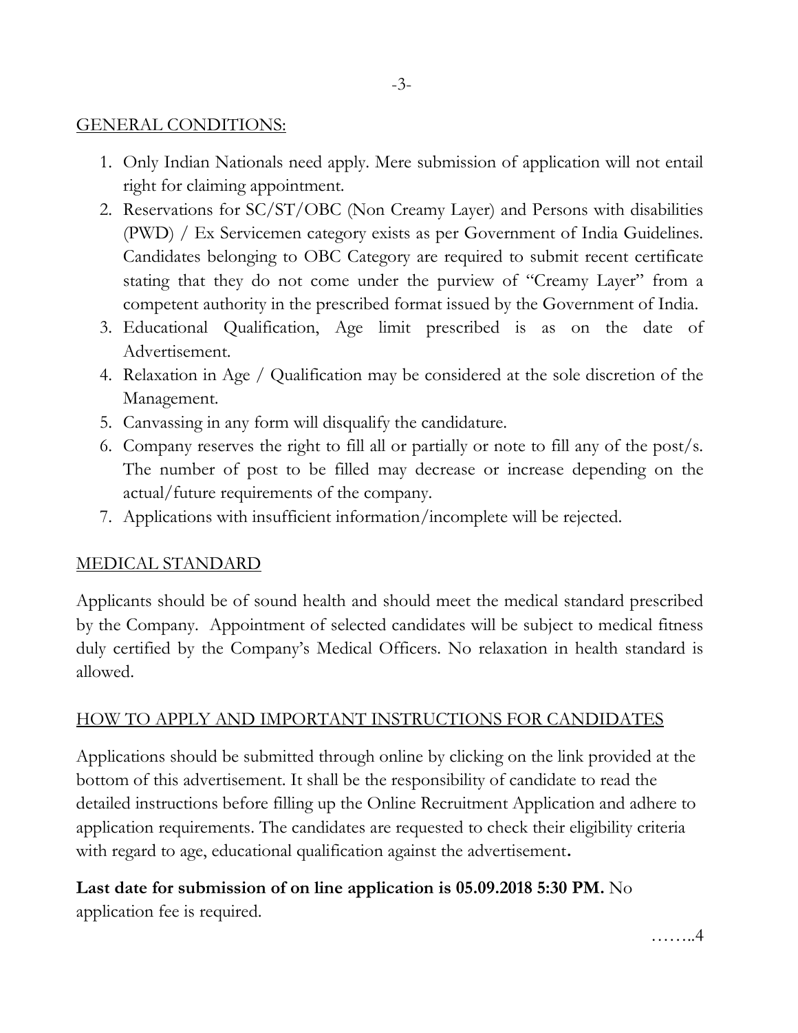## GENERAL CONDITIONS:

1. Only Indian Nationals need apply. Mere submission of application will not entail right for claiming appointment.
2. Reservations for SC/ST/OBC (Non Creamy Layer) and Persons with disabilities (PWD) / Ex Servicemen category exists as per Government of India Guidelines. Candidates belonging to OBC Category are required to submit recent certificate stating that they do not come under the purview of "Creamy Layer" from a competent authority in the prescribed format issued by the Government of India.
3. Educational Qualification, Age limit prescribed is as on the date of Advertisement.
4. Relaxation in Age / Qualification may be considered at the sole discretion of the Management.
5. Canvassing in any form will disqualify the candidature.
6. Company reserves the right to fill all or partially or note to fill any of the post/s. The number of post to be filled may decrease or increase depending on the actual/future requirements of the company.
7. Applications with insufficient information/incomplete will be rejected.

## MEDICAL STANDARD

Applicants should be of sound health and should meet the medical standard prescribed by the Company. Appointment of selected candidates will be subject to medical fitness duly certified by the Company's Medical Officers. No relaxation in health standard is allowed.

## HOW TO APPLY AND IMPORTANT INSTRUCTIONS FOR CANDIDATES

Applications should be submitted through online by clicking on the link provided at the bottom of this advertisement. It shall be the responsibility of candidate to read the detailed instructions before filling up the Online Recruitment Application and adhere to application requirements. The candidates are requested to check their eligibility criteria with regard to age, educational qualification against the advertisement**.**

**Last date for submission of on line application is 05.09.2018 5:30 PM.** No application fee is required.

……..4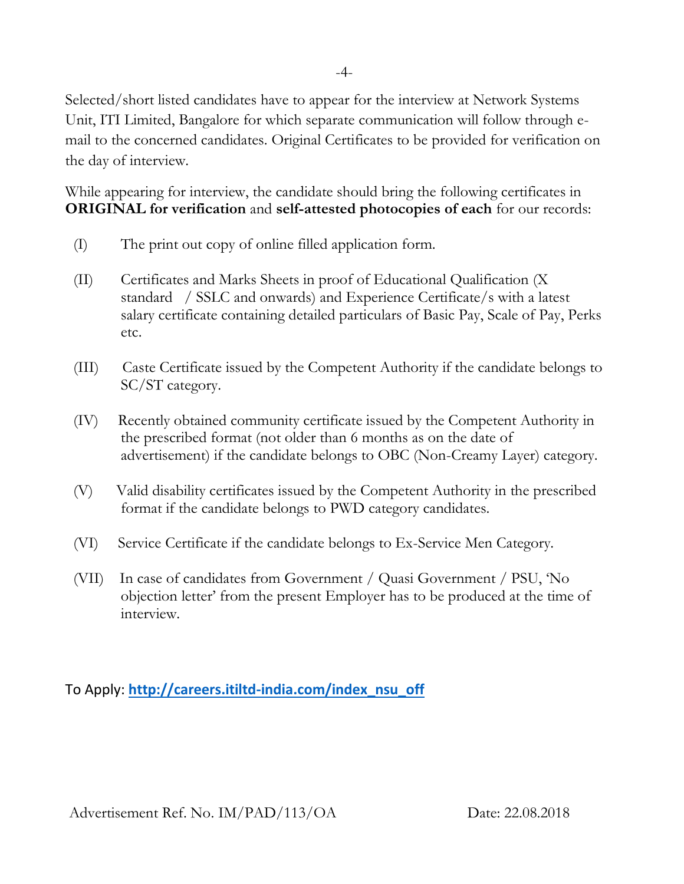Selected/short listed candidates have to appear for the interview at Network Systems Unit, ITI Limited, Bangalore for which separate communication will follow through e-mail to the concerned candidates. Original Certificates to be provided for verification on the day of interview.

While appearing for interview, the candidate should bring the following certificates in **ORIGINAL for verification** and **self-attested photocopies of each** for our records:

(I) The print out copy of online filled application form.

(II) Certificates and Marks Sheets in proof of Educational Qualification (X standard / SSLC and onwards) and Experience Certificate/s with a latest salary certificate containing detailed particulars of Basic Pay, Scale of Pay, Perks etc.

(III) Caste Certificate issued by the Competent Authority if the candidate belongs to SC/ST category.

(IV) Recently obtained community certificate issued by the Competent Authority in the prescribed format (not older than 6 months as on the date of advertisement) if the candidate belongs to OBC (Non-Creamy Layer) category.

(V) Valid disability certificates issued by the Competent Authority in the prescribed format if the candidate belongs to PWD category candidates.

(VI) Service Certificate if the candidate belongs to Ex-Service Men Category.

(VII) In case of candidates from Government / Quasi Government / PSU, 'No objection letter' from the present Employer has to be produced at the time of interview.

To Apply: **http://careers.itiltd-india.com/index_nsu_off**

Advertisement Ref. No. IM/PAD/113/OA Date: 22.08.2018